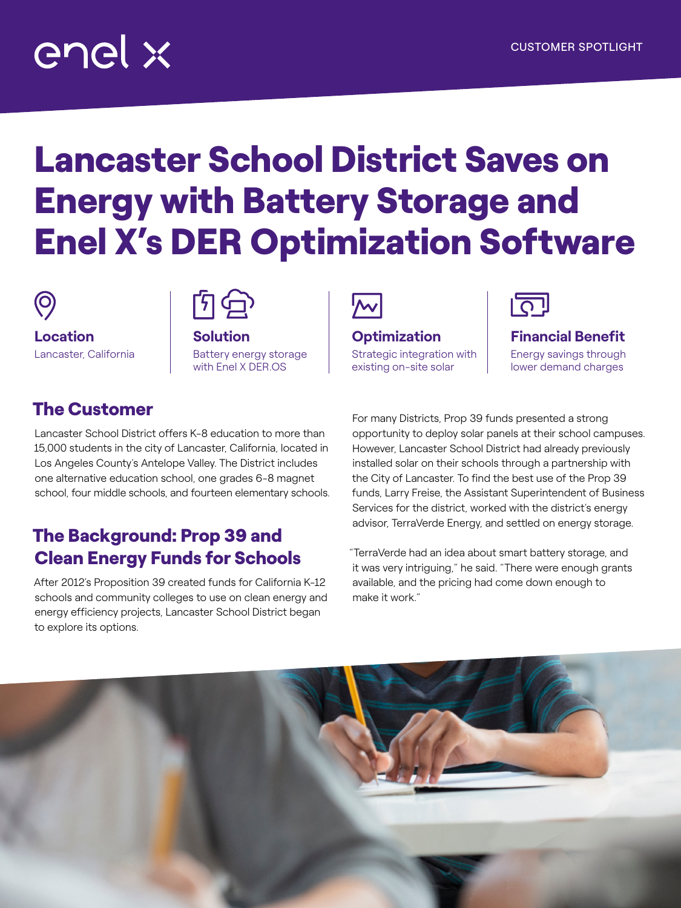CUSTOMER SPOTLIGHT

# Lancaster School District Saves on Energy with Battery Storage and Enel X's DER Optimization Software

**Location**
Lancaster, California

**Solution**
Battery energy storage with Enel X DER.OS

**Optimization**
Strategic integration with existing on-site solar

**Financial Benefit**
Energy savings through lower demand charges

## The Customer

Lancaster School District offers K-8 education to more than 15,000 students in the city of Lancaster, California, located in Los Angeles County's Antelope Valley. The District includes one alternative education school, one grades 6-8 magnet school, four middle schools, and fourteen elementary schools.

## The Background: Prop 39 and Clean Energy Funds for Schools

After 2012's Proposition 39 created funds for California K-12 schools and community colleges to use on clean energy and energy efficiency projects, Lancaster School District began to explore its options.

For many Districts, Prop 39 funds presented a strong opportunity to deploy solar panels at their school campuses. However, Lancaster School District had already previously installed solar on their schools through a partnership with the City of Lancaster. To find the best use of the Prop 39 funds, Larry Freise, the Assistant Superintendent of Business Services for the district, worked with the district's energy advisor, TerraVerde Energy, and settled on energy storage.

"TerraVerde had an idea about smart battery storage, and it was very intriguing," he said. "There were enough grants available, and the pricing had come down enough to make it work."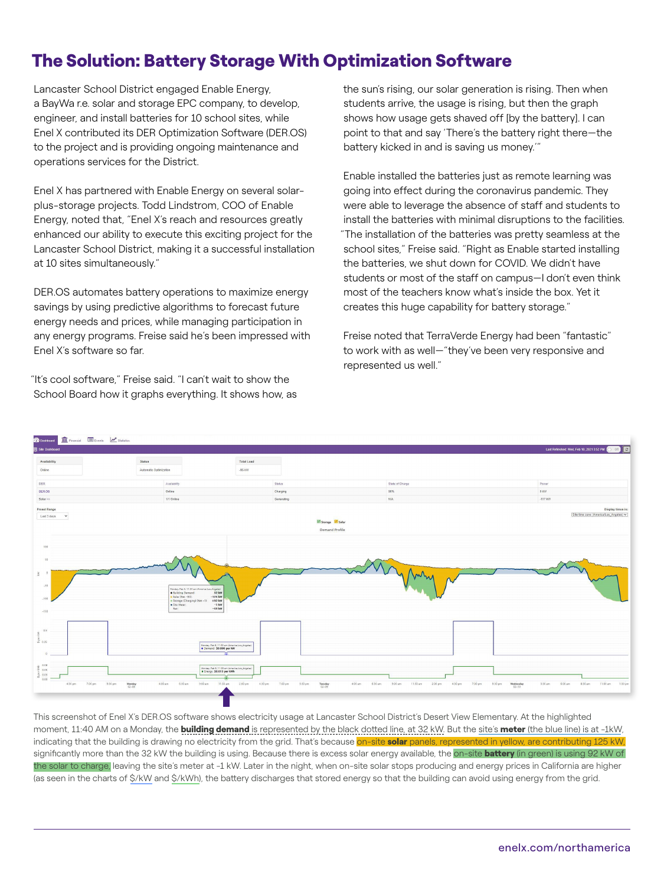## The Solution: Battery Storage With Optimization Software

Lancaster School District engaged Enable Energy, a BayWa r.e. solar and storage EPC company, to develop, engineer, and install batteries for 10 school sites, while Enel X contributed its DER Optimization Software (DER.OS) to the project and is providing ongoing maintenance and operations services for the District.

Enel X has partnered with Enable Energy on several solar-plus-storage projects. Todd Lindstrom, COO of Enable Energy, noted that, "Enel X's reach and resources greatly enhanced our ability to execute this exciting project for the Lancaster School District, making it a successful installation at 10 sites simultaneously."

DER.OS automates battery operations to maximize energy savings by using predictive algorithms to forecast future energy needs and prices, while managing participation in any energy programs. Freise said he's been impressed with Enel X's software so far.

"It's cool software," Freise said. "I can't wait to show the School Board how it graphs everything. It shows how, as the sun's rising, our solar generation is rising. Then when students arrive, the usage is rising, but then the graph shows how usage gets shaved off [by the battery]. I can point to that and say 'There's the battery right there—the battery kicked in and is saving us money.'"

Enable installed the batteries just as remote learning was going into effect during the coronavirus pandemic. They were able to leverage the absence of staff and students to install the batteries with minimal disruptions to the facilities. "The installation of the batteries was pretty seamless at the school sites," Freise said. "Right as Enable started installing the batteries, we shut down for COVID. We didn't have students or most of the staff on campus—I don't even think most of the teachers know what's inside the box. Yet it creates this huge capability for battery storage."

Freise noted that TerraVerde Energy had been "fantastic" to work with as well—"they've been very responsive and represented us well."

This screenshot of Enel X's DER.OS software shows electricity usage at Lancaster School District's Desert View Elementary. At the highlighted moment, 11:40 AM on a Monday, the **building demand** is represented by the black dotted line, at 32 kW. But the site's **meter** (the blue line) is at -1kW, indicating that the building is drawing no electricity from the grid. That's because on-site **solar** panels, represented in yellow, are contributing 125 kW, significantly more than the 32 kW the building is using. Because there is excess solar energy available, the on-site **battery** (in green) is using 92 kW of the solar to charge, leaving the site's meter at -1 kW. Later in the night, when on-site solar stops producing and energy prices in California are higher (as seen in the charts of $/kW and $/kWh), the battery discharges that stored energy so that the building can avoid using energy from the grid.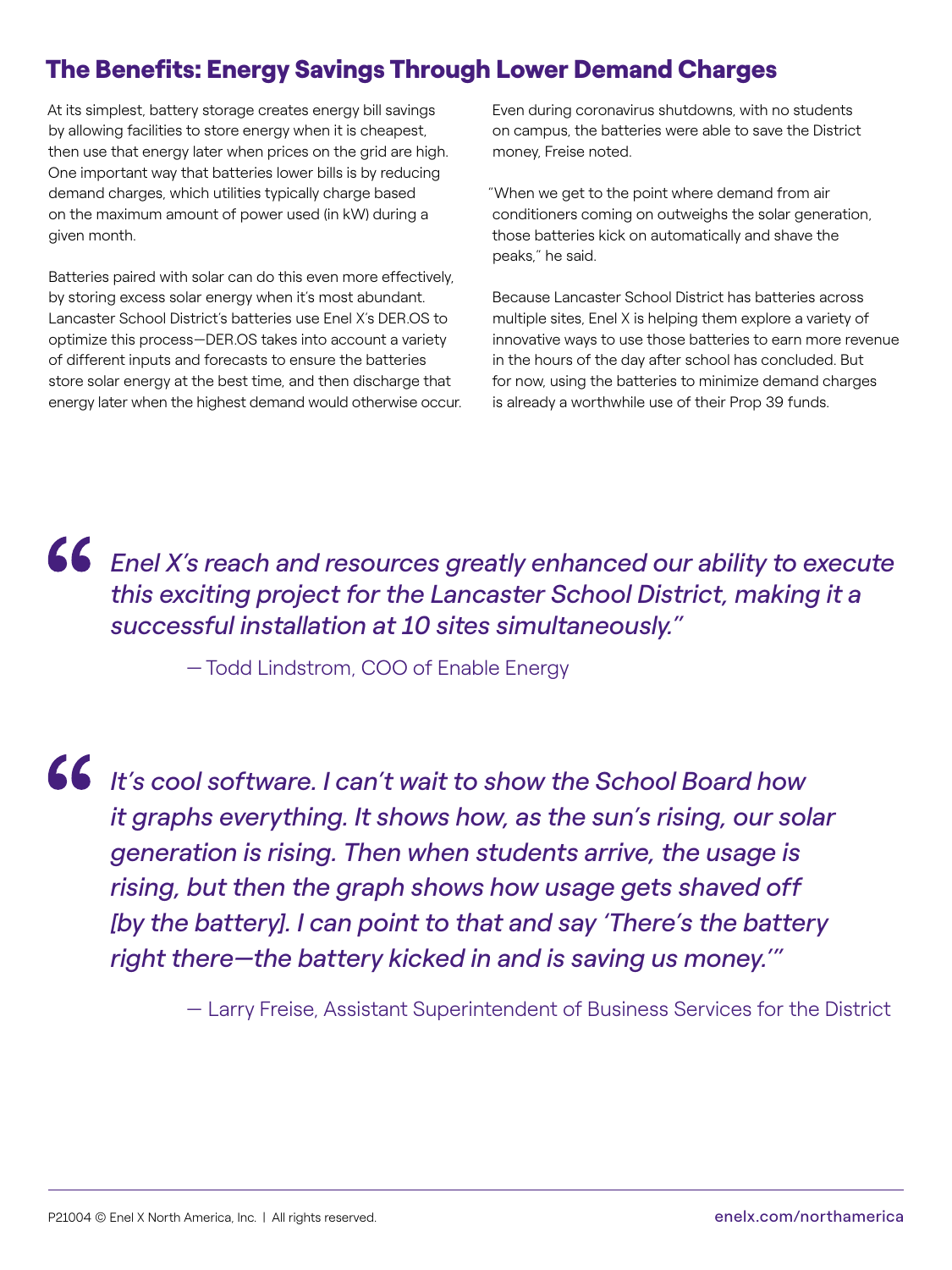## The Benefits: Energy Savings Through Lower Demand Charges

At its simplest, battery storage creates energy bill savings by allowing facilities to store energy when it is cheapest, then use that energy later when prices on the grid are high. One important way that batteries lower bills is by reducing demand charges, which utilities typically charge based on the maximum amount of power used (in kW) during a given month.

Batteries paired with solar can do this even more effectively, by storing excess solar energy when it's most abundant. Lancaster School District's batteries use Enel X's DER.OS to optimize this process—DER.OS takes into account a variety of different inputs and forecasts to ensure the batteries store solar energy at the best time, and then discharge that energy later when the highest demand would otherwise occur.

Even during coronavirus shutdowns, with no students on campus, the batteries were able to save the District money, Freise noted.

"When we get to the point where demand from air conditioners coming on outweighs the solar generation, those batteries kick on automatically and shave the peaks," he said.

Because Lancaster School District has batteries across multiple sites, Enel X is helping them explore a variety of innovative ways to use those batteries to earn more revenue in the hours of the day after school has concluded. But for now, using the batteries to minimize demand charges is already a worthwhile use of their Prop 39 funds.

> *"Enel X's reach and resources greatly enhanced our ability to execute this exciting project for the Lancaster School District, making it a successful installation at 10 sites simultaneously."*
>
> — Todd Lindstrom, COO of Enable Energy

> *"It's cool software. I can't wait to show the School Board how it graphs everything. It shows how, as the sun's rising, our solar generation is rising. Then when students arrive, the usage is rising, but then the graph shows how usage gets shaved off [by the battery]. I can point to that and say 'There's the battery right there—the battery kicked in and is saving us money.'"*
>
> — Larry Freise, Assistant Superintendent of Business Services for the District

P21004 © Enel X North America, Inc. | All rights reserved.

enelx.com/northamerica